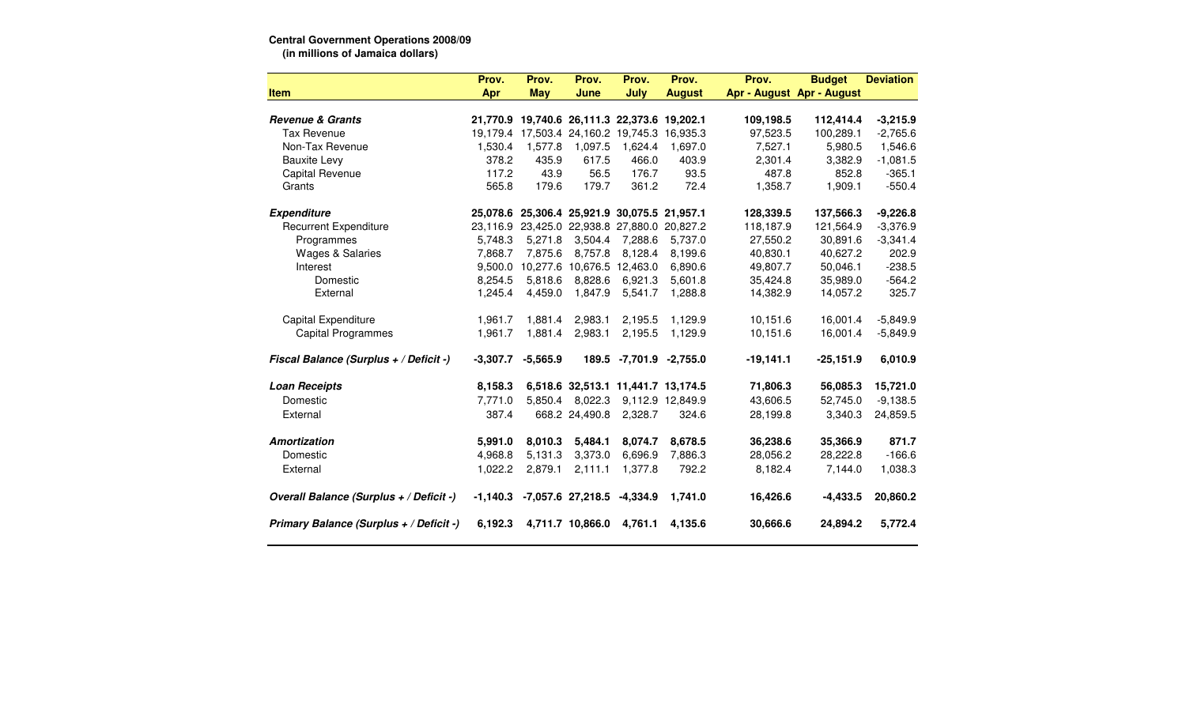**Central Government Operations 2008/09**
**(in millions of Jamaica dollars)**

| Item | Prov. Apr | Prov. May | Prov. June | Prov. July | Prov. August | Prov. Apr - August | Budget Apr - August | Deviation |
|---|---|---|---|---|---|---|---|---|
| ***Revenue & Grants*** | **21,770.9** | **19,740.6** | **26,111.3** | **22,373.6** | **19,202.1** | **109,198.5** | **112,414.4** | **-3,215.9** |
| Tax Revenue | 19,179.4 | 17,503.4 | 24,160.2 | 19,745.3 | 16,935.3 | 97,523.5 | 100,289.1 | -2,765.6 |
| Non-Tax Revenue | 1,530.4 | 1,577.8 | 1,097.5 | 1,624.4 | 1,697.0 | 7,527.1 | 5,980.5 | 1,546.6 |
| Bauxite Levy | 378.2 | 435.9 | 617.5 | 466.0 | 403.9 | 2,301.4 | 3,382.9 | -1,081.5 |
| Capital Revenue | 117.2 | 43.9 | 56.5 | 176.7 | 93.5 | 487.8 | 852.8 | -365.1 |
| Grants | 565.8 | 179.6 | 179.7 | 361.2 | 72.4 | 1,358.7 | 1,909.1 | -550.4 |
| ***Expenditure*** | **25,078.6** | **25,306.4** | **25,921.9** | **30,075.5** | **21,957.1** | **128,339.5** | **137,566.3** | **-9,226.8** |
| Recurrent Expenditure | 23,116.9 | 23,425.0 | 22,938.8 | 27,880.0 | 20,827.2 | 118,187.9 | 121,564.9 | -3,376.9 |
| Programmes | 5,748.3 | 5,271.8 | 3,504.4 | 7,288.6 | 5,737.0 | 27,550.2 | 30,891.6 | -3,341.4 |
| Wages & Salaries | 7,868.7 | 7,875.6 | 8,757.8 | 8,128.4 | 8,199.6 | 40,830.1 | 40,627.2 | 202.9 |
| Interest | 9,500.0 | 10,277.6 | 10,676.5 | 12,463.0 | 6,890.6 | 49,807.7 | 50,046.1 | -238.5 |
| Domestic | 8,254.5 | 5,818.6 | 8,828.6 | 6,921.3 | 5,601.8 | 35,424.8 | 35,989.0 | -564.2 |
| External | 1,245.4 | 4,459.0 | 1,847.9 | 5,541.7 | 1,288.8 | 14,382.9 | 14,057.2 | 325.7 |
| Capital Expenditure | 1,961.7 | 1,881.4 | 2,983.1 | 2,195.5 | 1,129.9 | 10,151.6 | 16,001.4 | -5,849.9 |
| Capital Programmes | 1,961.7 | 1,881.4 | 2,983.1 | 2,195.5 | 1,129.9 | 10,151.6 | 16,001.4 | -5,849.9 |
| ***Fiscal Balance (Surplus + / Deficit -)*** | **-3,307.7** | **-5,565.9** | **189.5** | **-7,701.9** | **-2,755.0** | **-19,141.1** | **-25,151.9** | **6,010.9** |
| ***Loan Receipts*** | **8,158.3** | **6,518.6** | **32,513.1** | **11,441.7** | **13,174.5** | **71,806.3** | **56,085.3** | **15,721.0** |
| Domestic | 7,771.0 | 5,850.4 | 8,022.3 | 9,112.9 | 12,849.9 | 43,606.5 | 52,745.0 | -9,138.5 |
| External | 387.4 | 668.2 | 24,490.8 | 2,328.7 | 324.6 | 28,199.8 | 3,340.3 | 24,859.5 |
| ***Amortization*** | **5,991.0** | **8,010.3** | **5,484.1** | **8,074.7** | **8,678.5** | **36,238.6** | **35,366.9** | **871.7** |
| Domestic | 4,968.8 | 5,131.3 | 3,373.0 | 6,696.9 | 7,886.3 | 28,056.2 | 28,222.8 | -166.6 |
| External | 1,022.2 | 2,879.1 | 2,111.1 | 1,377.8 | 792.2 | 8,182.4 | 7,144.0 | 1,038.3 |
| ***Overall Balance (Surplus + / Deficit -)*** | **-1,140.3** | **-7,057.6** | **27,218.5** | **-4,334.9** | **1,741.0** | **16,426.6** | **-4,433.5** | **20,860.2** |
| ***Primary Balance (Surplus + / Deficit -)*** | **6,192.3** | **4,711.7** | **10,866.0** | **4,761.1** | **4,135.6** | **30,666.6** | **24,894.2** | **5,772.4** |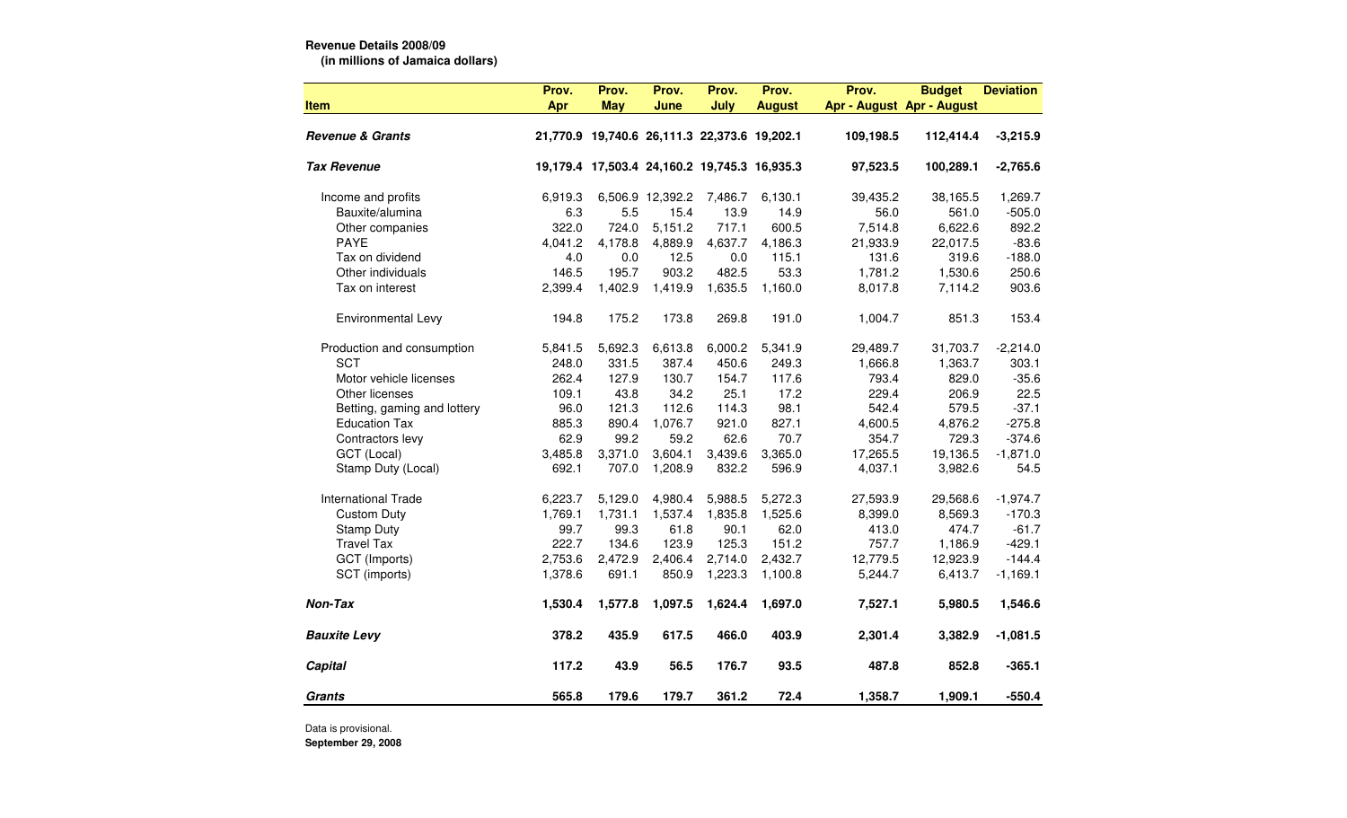**Revenue Details 2008/09**
**(in millions of Jamaica dollars)**

| Item | Prov. Apr | Prov. May | Prov. June | Prov. July | Prov. August | Prov. Apr - August | Budget Apr - August | Deviation |
|---|---|---|---|---|---|---|---|---|
| ***Revenue & Grants*** | **21,770.9** | **19,740.6** | **26,111.3** | **22,373.6** | **19,202.1** | **109,198.5** | **112,414.4** | **-3,215.9** |
| ***Tax Revenue*** | **19,179.4** | **17,503.4** | **24,160.2** | **19,745.3** | **16,935.3** | **97,523.5** | **100,289.1** | **-2,765.6** |
| Income and profits | 6,919.3 | 6,506.9 | 12,392.2 | 7,486.7 | 6,130.1 | 39,435.2 | 38,165.5 | 1,269.7 |
| Bauxite/alumina | 6.3 | 5.5 | 15.4 | 13.9 | 14.9 | 56.0 | 561.0 | -505.0 |
| Other companies | 322.0 | 724.0 | 5,151.2 | 717.1 | 600.5 | 7,514.8 | 6,622.6 | 892.2 |
| PAYE | 4,041.2 | 4,178.8 | 4,889.9 | 4,637.7 | 4,186.3 | 21,933.9 | 22,017.5 | -83.6 |
| Tax on dividend | 4.0 | 0.0 | 12.5 | 0.0 | 115.1 | 131.6 | 319.6 | -188.0 |
| Other individuals | 146.5 | 195.7 | 903.2 | 482.5 | 53.3 | 1,781.2 | 1,530.6 | 250.6 |
| Tax on interest | 2,399.4 | 1,402.9 | 1,419.9 | 1,635.5 | 1,160.0 | 8,017.8 | 7,114.2 | 903.6 |
| Environmental Levy | 194.8 | 175.2 | 173.8 | 269.8 | 191.0 | 1,004.7 | 851.3 | 153.4 |
| Production and consumption | 5,841.5 | 5,692.3 | 6,613.8 | 6,000.2 | 5,341.9 | 29,489.7 | 31,703.7 | -2,214.0 |
| SCT | 248.0 | 331.5 | 387.4 | 450.6 | 249.3 | 1,666.8 | 1,363.7 | 303.1 |
| Motor vehicle licenses | 262.4 | 127.9 | 130.7 | 154.7 | 117.6 | 793.4 | 829.0 | -35.6 |
| Other licenses | 109.1 | 43.8 | 34.2 | 25.1 | 17.2 | 229.4 | 206.9 | 22.5 |
| Betting, gaming and lottery | 96.0 | 121.3 | 112.6 | 114.3 | 98.1 | 542.4 | 579.5 | -37.1 |
| Education Tax | 885.3 | 890.4 | 1,076.7 | 921.0 | 827.1 | 4,600.5 | 4,876.2 | -275.8 |
| Contractors levy | 62.9 | 99.2 | 59.2 | 62.6 | 70.7 | 354.7 | 729.3 | -374.6 |
| GCT (Local) | 3,485.8 | 3,371.0 | 3,604.1 | 3,439.6 | 3,365.0 | 17,265.5 | 19,136.5 | -1,871.0 |
| Stamp Duty (Local) | 692.1 | 707.0 | 1,208.9 | 832.2 | 596.9 | 4,037.1 | 3,982.6 | 54.5 |
| International Trade | 6,223.7 | 5,129.0 | 4,980.4 | 5,988.5 | 5,272.3 | 27,593.9 | 29,568.6 | -1,974.7 |
| Custom Duty | 1,769.1 | 1,731.1 | 1,537.4 | 1,835.8 | 1,525.6 | 8,399.0 | 8,569.3 | -170.3 |
| Stamp Duty | 99.7 | 99.3 | 61.8 | 90.1 | 62.0 | 413.0 | 474.7 | -61.7 |
| Travel Tax | 222.7 | 134.6 | 123.9 | 125.3 | 151.2 | 757.7 | 1,186.9 | -429.1 |
| GCT (Imports) | 2,753.6 | 2,472.9 | 2,406.4 | 2,714.0 | 2,432.7 | 12,779.5 | 12,923.9 | -144.4 |
| SCT (imports) | 1,378.6 | 691.1 | 850.9 | 1,223.3 | 1,100.8 | 5,244.7 | 6,413.7 | -1,169.1 |
| ***Non-Tax*** | **1,530.4** | **1,577.8** | **1,097.5** | **1,624.4** | **1,697.0** | **7,527.1** | **5,980.5** | **1,546.6** |
| ***Bauxite Levy*** | **378.2** | **435.9** | **617.5** | **466.0** | **403.9** | **2,301.4** | **3,382.9** | **-1,081.5** |
| ***Capital*** | **117.2** | **43.9** | **56.5** | **176.7** | **93.5** | **487.8** | **852.8** | **-365.1** |
| ***Grants*** | **565.8** | **179.6** | **179.7** | **361.2** | **72.4** | **1,358.7** | **1,909.1** | **-550.4** |

Data is provisional.
**September 29, 2008**